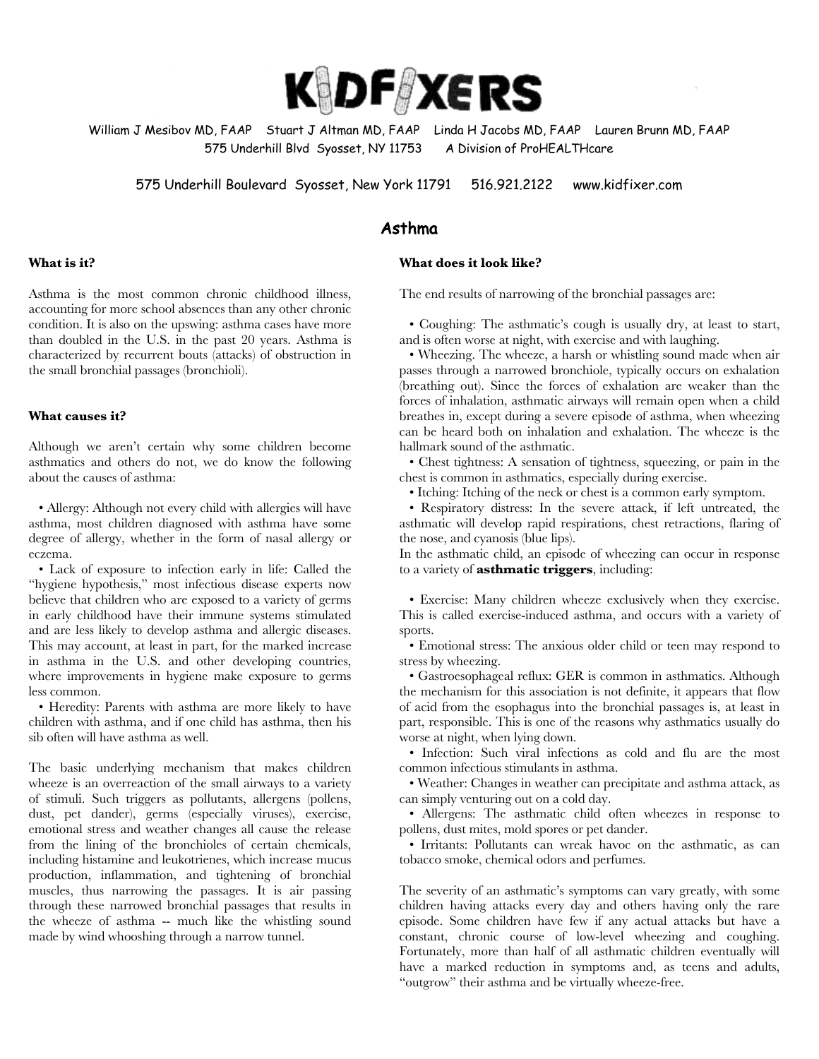# KIDFIXERS

William J Mesibov MD, FAAP  Stuart J Altman MD, FAAP  Linda H Jacobs MD, FAAP  Lauren Brunn MD, FAAP
575 Underhill Blvd Syosset, NY 11753  A Division of ProHEALTHcare

575 Underhill Boulevard Syosset, New York 11791  516.921.2122  www.kidfixer.com

## Asthma

### What is it?

Asthma is the most common chronic childhood illness, accounting for more school absences than any other chronic condition. It is also on the upswing: asthma cases have more than doubled in the U.S. in the past 20 years. Asthma is characterized by recurrent bouts (attacks) of obstruction in the small bronchial passages (bronchioli).

### What causes it?

Although we aren't certain why some children become asthmatics and others do not, we do know the following about the causes of asthma:

- Allergy: Although not every child with allergies will have asthma, most children diagnosed with asthma have some degree of allergy, whether in the form of nasal allergy or eczema.
- Lack of exposure to infection early in life: Called the "hygiene hypothesis," most infectious disease experts now believe that children who are exposed to a variety of germs in early childhood have their immune systems stimulated and are less likely to develop asthma and allergic diseases. This may account, at least in part, for the marked increase in asthma in the U.S. and other developing countries, where improvements in hygiene make exposure to germs less common.
- Heredity: Parents with asthma are more likely to have children with asthma, and if one child has asthma, then his sib often will have asthma as well.

The basic underlying mechanism that makes children wheeze is an overreaction of the small airways to a variety of stimuli. Such triggers as pollutants, allergens (pollens, dust, pet dander), germs (especially viruses), exercise, emotional stress and weather changes all cause the release from the lining of the bronchioles of certain chemicals, including histamine and leukotrienes, which increase mucus production, inflammation, and tightening of bronchial muscles, thus narrowing the passages. It is air passing through these narrowed bronchial passages that results in the wheeze of asthma -- much like the whistling sound made by wind whooshing through a narrow tunnel.

### What does it look like?

The end results of narrowing of the bronchial passages are:

- Coughing: The asthmatic's cough is usually dry, at least to start, and is often worse at night, with exercise and with laughing.
- Wheezing. The wheeze, a harsh or whistling sound made when air passes through a narrowed bronchiole, typically occurs on exhalation (breathing out). Since the forces of exhalation are weaker than the forces of inhalation, asthmatic airways will remain open when a child breathes in, except during a severe episode of asthma, when wheezing can be heard both on inhalation and exhalation. The wheeze is the hallmark sound of the asthmatic.
- Chest tightness: A sensation of tightness, squeezing, or pain in the chest is common in asthmatics, especially during exercise.
- Itching: Itching of the neck or chest is a common early symptom.
- Respiratory distress: In the severe attack, if left untreated, the asthmatic will develop rapid respirations, chest retractions, flaring of the nose, and cyanosis (blue lips).

In the asthmatic child, an episode of wheezing can occur in response to a variety of **asthmatic triggers**, including:

- Exercise: Many children wheeze exclusively when they exercise. This is called exercise-induced asthma, and occurs with a variety of sports.
- Emotional stress: The anxious older child or teen may respond to stress by wheezing.
- Gastroesophageal reflux: GER is common in asthmatics. Although the mechanism for this association is not definite, it appears that flow of acid from the esophagus into the bronchial passages is, at least in part, responsible. This is one of the reasons why asthmatics usually do worse at night, when lying down.
- Infection: Such viral infections as cold and flu are the most common infectious stimulants in asthma.
- Weather: Changes in weather can precipitate and asthma attack, as can simply venturing out on a cold day.
- Allergens: The asthmatic child often wheezes in response to pollens, dust mites, mold spores or pet dander.
- Irritants: Pollutants can wreak havoc on the asthmatic, as can tobacco smoke, chemical odors and perfumes.

The severity of an asthmatic's symptoms can vary greatly, with some children having attacks every day and others having only the rare episode. Some children have few if any actual attacks but have a constant, chronic course of low-level wheezing and coughing. Fortunately, more than half of all asthmatic children eventually will have a marked reduction in symptoms and, as teens and adults, "outgrow" their asthma and be virtually wheeze-free.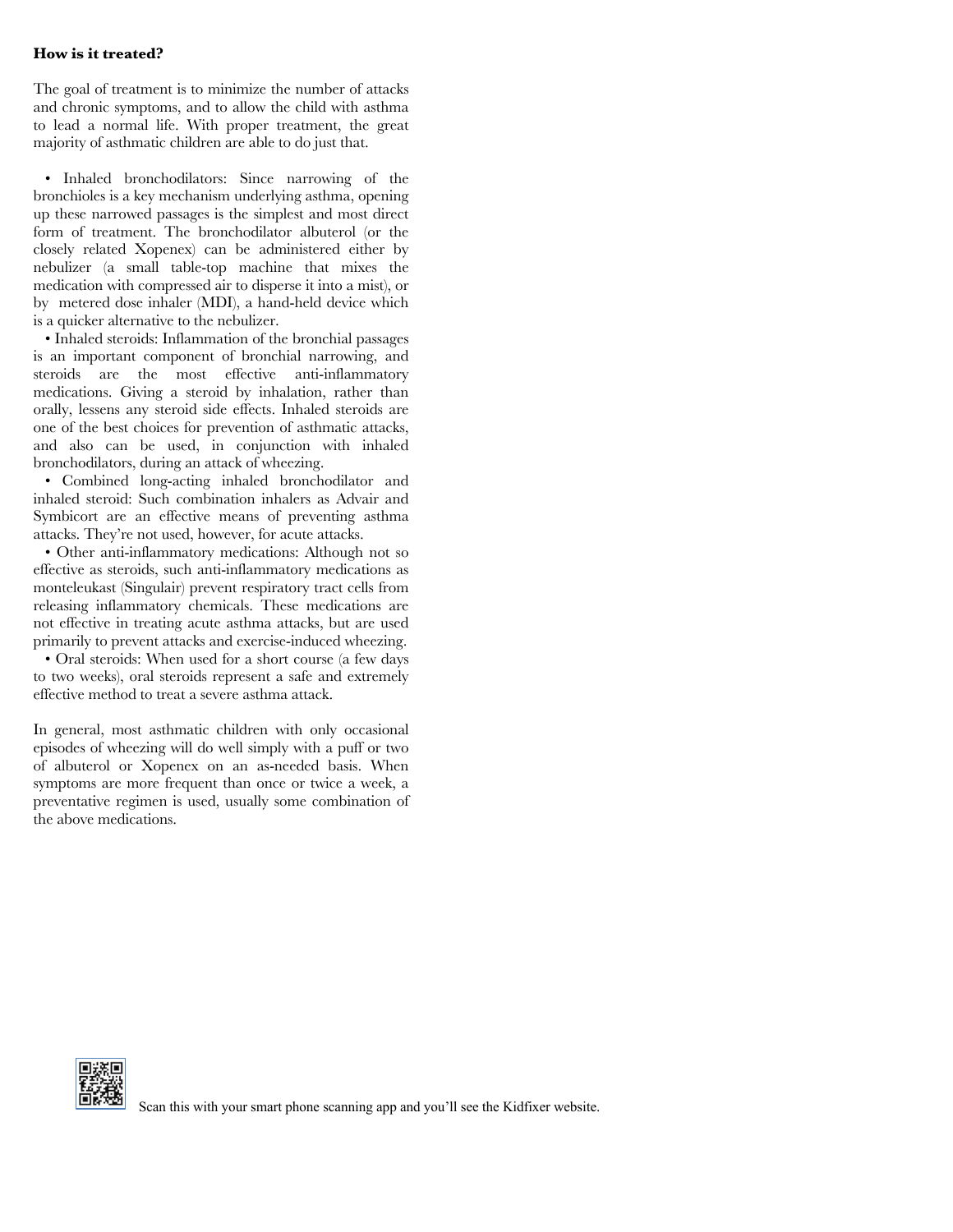**How is it treated?**

The goal of treatment is to minimize the number of attacks and chronic symptoms, and to allow the child with asthma to lead a normal life. With proper treatment, the great majority of asthmatic children are able to do just that.

- Inhaled bronchodilators: Since narrowing of the bronchioles is a key mechanism underlying asthma, opening up these narrowed passages is the simplest and most direct form of treatment. The bronchodilator albuterol (or the closely related Xopenex) can be administered either by nebulizer (a small table-top machine that mixes the medication with compressed air to disperse it into a mist), or by metered dose inhaler (MDI), a hand-held device which is a quicker alternative to the nebulizer.
- Inhaled steroids: Inflammation of the bronchial passages is an important component of bronchial narrowing, and steroids are the most effective anti-inflammatory medications. Giving a steroid by inhalation, rather than orally, lessens any steroid side effects. Inhaled steroids are one of the best choices for prevention of asthmatic attacks, and also can be used, in conjunction with inhaled bronchodilators, during an attack of wheezing.
- Combined long-acting inhaled bronchodilator and inhaled steroid: Such combination inhalers as Advair and Symbicort are an effective means of preventing asthma attacks. They're not used, however, for acute attacks.
- Other anti-inflammatory medications: Although not so effective as steroids, such anti-inflammatory medications as monteleukast (Singulair) prevent respiratory tract cells from releasing inflammatory chemicals. These medications are not effective in treating acute asthma attacks, but are used primarily to prevent attacks and exercise-induced wheezing.
- Oral steroids: When used for a short course (a few days to two weeks), oral steroids represent a safe and extremely effective method to treat a severe asthma attack.

In general, most asthmatic children with only occasional episodes of wheezing will do well simply with a puff or two of albuterol or Xopenex on an as-needed basis. When symptoms are more frequent than once or twice a week, a preventative regimen is used, usually some combination of the above medications.

Scan this with your smart phone scanning app and you'll see the Kidfixer website.